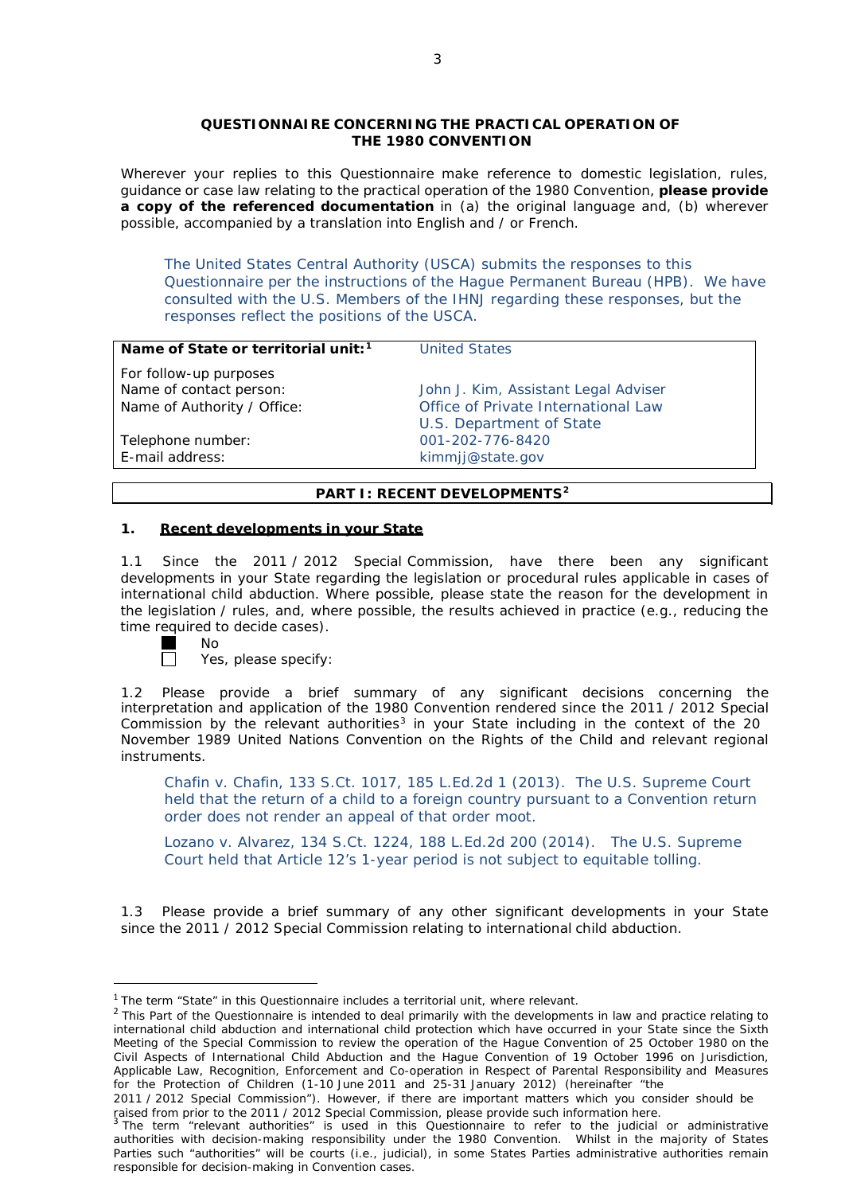**QUESTIONNAIRE CONCERNING THE PRACTICAL OPERATION OF THE 1980 CONVENTION**

Wherever your replies to this Questionnaire make reference to domestic legislation, rules, guidance or case law relating to the practical operation of the 1980 Convention, **please provide a copy of the referenced documentation** in (a) the original language and, (b) wherever possible, accompanied by a translation into English and / or French.

> The United States Central Authority (USCA) submits the responses to this Questionnaire per the instructions of the Hague Permanent Bureau (HPB). We have consulted with the U.S. Members of the IHNJ regarding these responses, but the responses reflect the positions of the USCA.

| **Name of State or territorial unit:**[1] | United States |
|---|---|
| For follow-up purposes | |
| Name of contact person: | John J. Kim, Assistant Legal Adviser |
| Name of Authority / Office: | Office of Private International Law<br>U.S. Department of State |
| Telephone number: | 001-202-776-8420 |
| E-mail address: | kimmjj@state.gov |

## PART I: RECENT DEVELOPMENTS[2]

### 1. Recent developments in your State

1.1 Since the 2011 / 2012 Special Commission, have there been any significant developments in your State regarding the legislation or procedural rules applicable in cases of international child abduction. Where possible, please state the reason for the development in the legislation / rules, and, where possible, the results achieved in practice (e.g., reducing the time required to decide cases).

- [x] No
- [ ] Yes, please specify:

1.2 Please provide a brief summary of any significant decisions concerning the interpretation and application of the 1980 Convention rendered since the 2011 / 2012 Special Commission by the relevant authorities[3] in your State including in the context of the 20 November 1989 United Nations Convention on the Rights of the Child and relevant regional instruments.

> Chafin v. Chafin, 133 S.Ct. 1017, 185 L.Ed.2d 1 (2013). The U.S. Supreme Court held that the return of a child to a foreign country pursuant to a Convention return order does not render an appeal of that order moot.
>
> Lozano v. Alvarez, 134 S.Ct. 1224, 188 L.Ed.2d 200 (2014). The U.S. Supreme Court held that Article 12's 1-year period is not subject to equitable tolling.

1.3 Please provide a brief summary of any other significant developments in your State since the 2011 / 2012 Special Commission relating to international child abduction.

---

[1] The term "State" in this Questionnaire includes a territorial unit, where relevant.

[2] This Part of the Questionnaire is intended to deal primarily with the developments in law and practice relating to international child abduction and international child protection which have occurred in your State since the Sixth Meeting of the Special Commission to review the operation of the Hague Convention of 25 October 1980 on the Civil Aspects of International Child Abduction and the Hague Convention of 19 October 1996 on Jurisdiction, Applicable Law, Recognition, Enforcement and Co-operation in Respect of Parental Responsibility and Measures for the Protection of Children (1-10 June 2011 and 25-31 January 2012) (hereinafter "the 2011 / 2012 Special Commission"). However, if there are important matters which you consider should be raised from prior to the 2011 / 2012 Special Commission, please provide such information here.

[3] The term "relevant authorities" is used in this Questionnaire to refer to the judicial or administrative authorities with decision-making responsibility under the 1980 Convention. Whilst in the majority of States Parties such "authorities" will be courts (i.e., judicial), in some States Parties administrative authorities remain responsible for decision-making in Convention cases.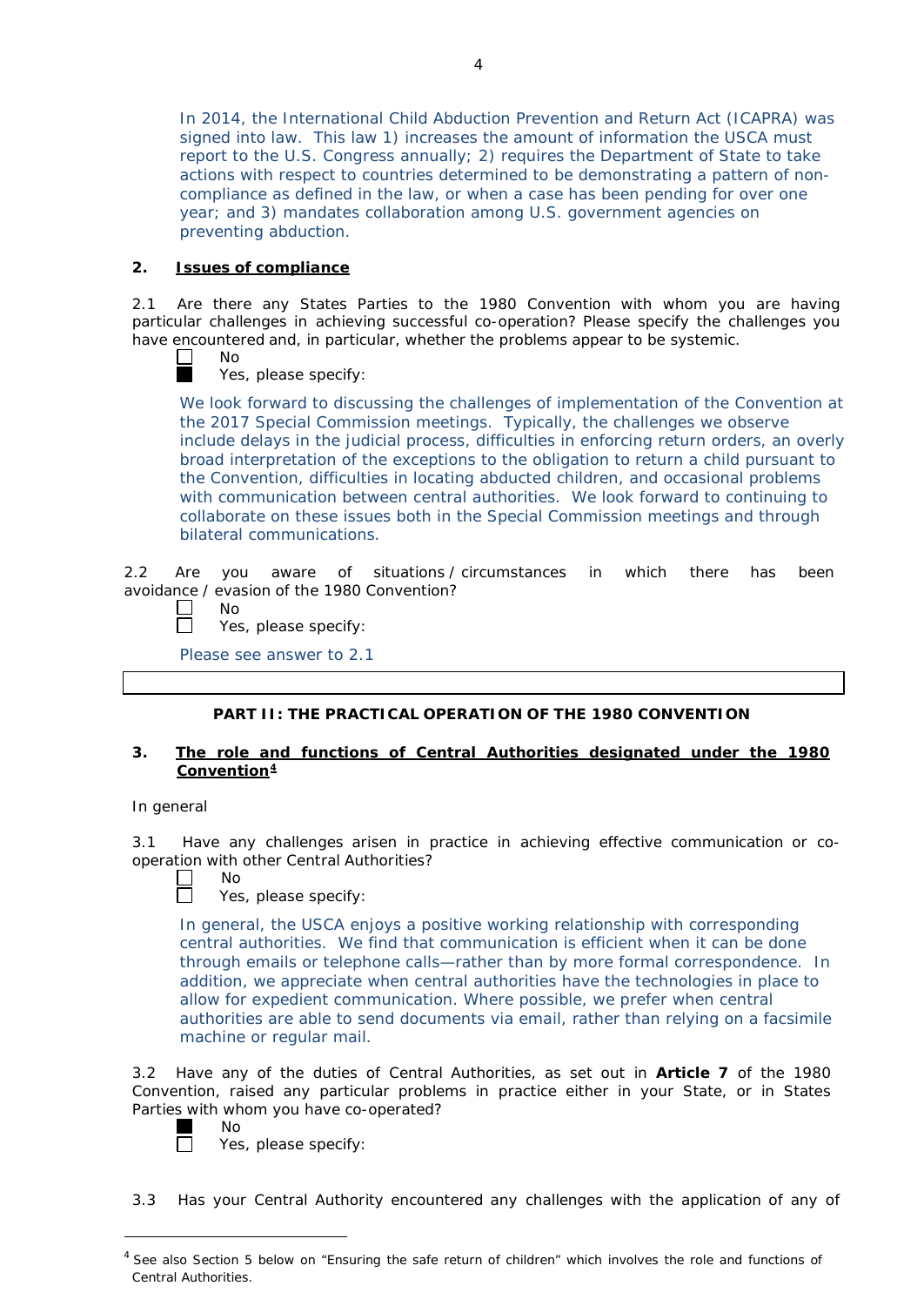In 2014, the International Child Abduction Prevention and Return Act (ICAPRA) was signed into law. This law 1) increases the amount of information the USCA must report to the U.S. Congress annually; 2) requires the Department of State to take actions with respect to countries determined to be demonstrating a pattern of non-compliance as defined in the law, or when a case has been pending for over one year; and 3) mandates collaboration among U.S. government agencies on preventing abduction.

## 2. Issues of compliance

2.1 Are there any States Parties to the 1980 Convention with whom you are having particular challenges in achieving successful co-operation? Please specify the challenges you have encountered and, in particular, whether the problems appear to be systemic.

☐ No
■ Yes, please specify:

We look forward to discussing the challenges of implementation of the Convention at the 2017 Special Commission meetings. Typically, the challenges we observe include delays in the judicial process, difficulties in enforcing return orders, an overly broad interpretation of the exceptions to the obligation to return a child pursuant to the Convention, difficulties in locating abducted children, and occasional problems with communication between central authorities. We look forward to continuing to collaborate on these issues both in the Special Commission meetings and through bilateral communications.

2.2 Are you aware of situations / circumstances in which there has been avoidance / evasion of the 1980 Convention?

☐ No
☐ Yes, please specify:

Please see answer to 2.1

## PART II: THE PRACTICAL OPERATION OF THE 1980 CONVENTION

## 3. The role and functions of Central Authorities designated under the 1980 Convention[4]

In general

3.1 Have any challenges arisen in practice in achieving effective communication or co-operation with other Central Authorities?

☐ No
☐ Yes, please specify:

In general, the USCA enjoys a positive working relationship with corresponding central authorities. We find that communication is efficient when it can be done through emails or telephone calls—rather than by more formal correspondence. In addition, we appreciate when central authorities have the technologies in place to allow for expedient communication. Where possible, we prefer when central authorities are able to send documents via email, rather than relying on a facsimile machine or regular mail.

3.2 Have any of the duties of Central Authorities, as set out in **Article 7** of the 1980 Convention, raised any particular problems in practice either in your State, or in States Parties with whom you have co-operated?

■ No
☐ Yes, please specify:

3.3 Has your Central Authority encountered any challenges with the application of any of

[4] See also Section 5 below on "Ensuring the safe return of children" which involves the role and functions of Central Authorities.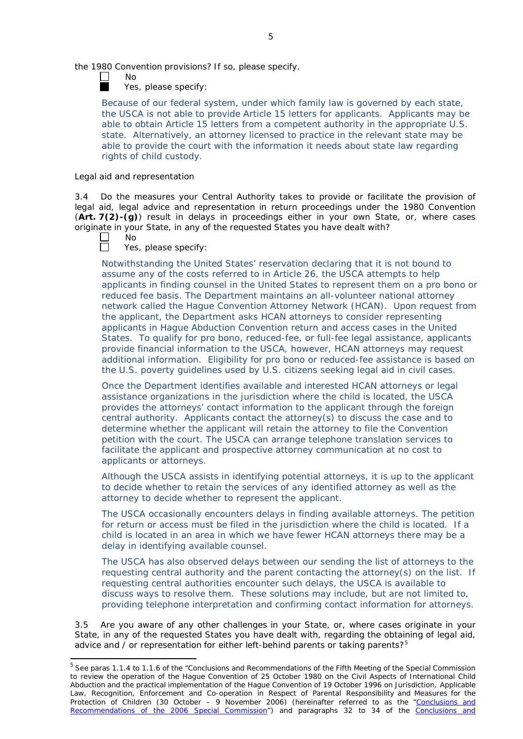the 1980 Convention provisions? If so, please specify.

☐ No
■ Yes, please specify:

Because of our federal system, under which family law is governed by each state, the USCA is not able to provide Article 15 letters for applicants. Applicants may be able to obtain Article 15 letters from a competent authority in the appropriate U.S. state. Alternatively, an attorney licensed to practice in the relevant state may be able to provide the court with the information it needs about state law regarding rights of child custody.

Legal aid and representation

3.4 Do the measures your Central Authority takes to provide or facilitate the provision of legal aid, legal advice and representation in return proceedings under the 1980 Convention (**Art. 7(2)-(g)**) result in delays in proceedings either in your own State, or, where cases originate in your State, in any of the requested States you have dealt with?

☐ No
☐ Yes, please specify:

Notwithstanding the United States' reservation declaring that it is not bound to assume any of the costs referred to in Article 26, the USCA attempts to help applicants in finding counsel in the United States to represent them on a pro bono or reduced fee basis. The Department maintains an all-volunteer national attorney network called the Hague Convention Attorney Network (HCAN). Upon request from the applicant, the Department asks HCAN attorneys to consider representing applicants in Hague Abduction Convention return and access cases in the United States. To qualify for pro bono, reduced-fee, or full-fee legal assistance, applicants provide financial information to the USCA, however, HCAN attorneys may request additional information. Eligibility for pro bono or reduced-fee assistance is based on the U.S. poverty guidelines used by U.S. citizens seeking legal aid in civil cases.

Once the Department identifies available and interested HCAN attorneys or legal assistance organizations in the jurisdiction where the child is located, the USCA provides the attorneys' contact information to the applicant through the foreign central authority. Applicants contact the attorney(s) to discuss the case and to determine whether the applicant will retain the attorney to file the Convention petition with the court. The USCA can arrange telephone translation services to facilitate the applicant and prospective attorney communication at no cost to applicants or attorneys.

Although the USCA assists in identifying potential attorneys, it is up to the applicant to decide whether to retain the services of any identified attorney as well as the attorney to decide whether to represent the applicant.

The USCA occasionally encounters delays in finding available attorneys. The petition for return or access must be filed in the jurisdiction where the child is located. If a child is located in an area in which we have fewer HCAN attorneys there may be a delay in identifying available counsel.

The USCA has also observed delays between our sending the list of attorneys to the requesting central authority and the parent contacting the attorney(s) on the list. If requesting central authorities encounter such delays, the USCA is available to discuss ways to resolve them. These solutions may include, but are not limited to, providing telephone interpretation and confirming contact information for attorneys.

3.5 Are you aware of any other challenges in your State, or, where cases originate in your State, in any of the requested States you have dealt with, regarding the obtaining of legal aid, advice and / or representation for either left-behind parents or taking parents?[5]

---

[5] See paras 1.1.4 to 1.1.6 of the "Conclusions and Recommendations of the Fifth Meeting of the Special Commission to review the operation of the Hague Convention of 25 October 1980 on the Civil Aspects of International Child Abduction and the practical implementation of the Hague Convention of 19 October 1996 on Jurisdiction, Applicable Law, Recognition, Enforcement and Co-operation in Respect of Parental Responsibility and Measures for the Protection of Children (30 October – 9 November 2006) (hereinafter referred to as the "Conclusions and Recommendations of the 2006 Special Commission") and paragraphs 32 to 34 of the Conclusions and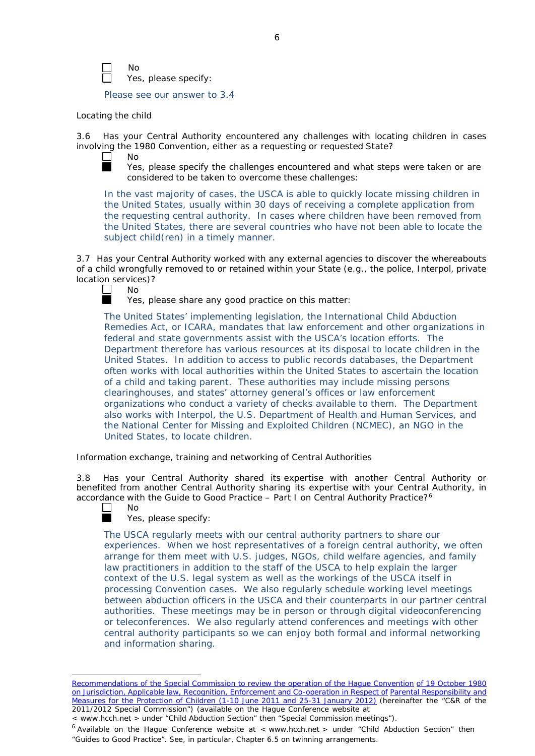☐ No
☐ Yes, please specify:

Please see our answer to 3.4

Locating the child

3.6 Has your Central Authority encountered any challenges with locating children in cases involving the 1980 Convention, either as a requesting or requested State?

☐ No
■ Yes, please specify the challenges encountered and what steps were taken or are considered to be taken to overcome these challenges:

In the vast majority of cases, the USCA is able to quickly locate missing children in the United States, usually within 30 days of receiving a complete application from the requesting central authority. In cases where children have been removed from the United States, there are several countries who have not been able to locate the subject child(ren) in a timely manner.

3.7 Has your Central Authority worked with any external agencies to discover the whereabouts of a child wrongfully removed to or retained within your State (e.g., the police, Interpol, private location services)?

☐ No
■ Yes, please share any good practice on this matter:

The United States' implementing legislation, the International Child Abduction Remedies Act, or ICARA, mandates that law enforcement and other organizations in federal and state governments assist with the USCA's location efforts. The Department therefore has various resources at its disposal to locate children in the United States. In addition to access to public records databases, the Department often works with local authorities within the United States to ascertain the location of a child and taking parent. These authorities may include missing persons clearinghouses, and states' attorney general's offices or law enforcement organizations who conduct a variety of checks available to them. The Department also works with Interpol, the U.S. Department of Health and Human Services, and the National Center for Missing and Exploited Children (NCMEC), an NGO in the United States, to locate children.

Information exchange, training and networking of Central Authorities

3.8 Has your Central Authority shared its expertise with another Central Authority or benefited from another Central Authority sharing its expertise with your Central Authority, in accordance with the Guide to Good Practice – Part I on Central Authority Practice?[6]

☐ No
■ Yes, please specify:

The USCA regularly meets with our central authority partners to share our experiences. When we host representatives of a foreign central authority, we often arrange for them meet with U.S. judges, NGOs, child welfare agencies, and family law practitioners in addition to the staff of the USCA to help explain the larger context of the U.S. legal system as well as the workings of the USCA itself in processing Convention cases. We also regularly schedule working level meetings between abduction officers in the USCA and their counterparts in our partner central authorities. These meetings may be in person or through digital videoconferencing or teleconferences. We also regularly attend conferences and meetings with other central authority participants so we can enjoy both formal and informal networking and information sharing.

---

Recommendations of the Special Commission to review the operation of the Hague Convention of 19 October 1980 on Jurisdiction, Applicable law, Recognition, Enforcement and Co-operation in Respect of Parental Responsibility and Measures for the Protection of Children (1-10 June 2011 and 25-31 January 2012) (hereinafter the "C&R of the 2011/2012 Special Commission") (available on the Hague Conference website at < www.hcch.net > under "Child Abduction Section" then "Special Commission meetings").

[6] Available on the Hague Conference website at < www.hcch.net > under "Child Abduction Section" then "Guides to Good Practice". See, in particular, Chapter 6.5 on twinning arrangements.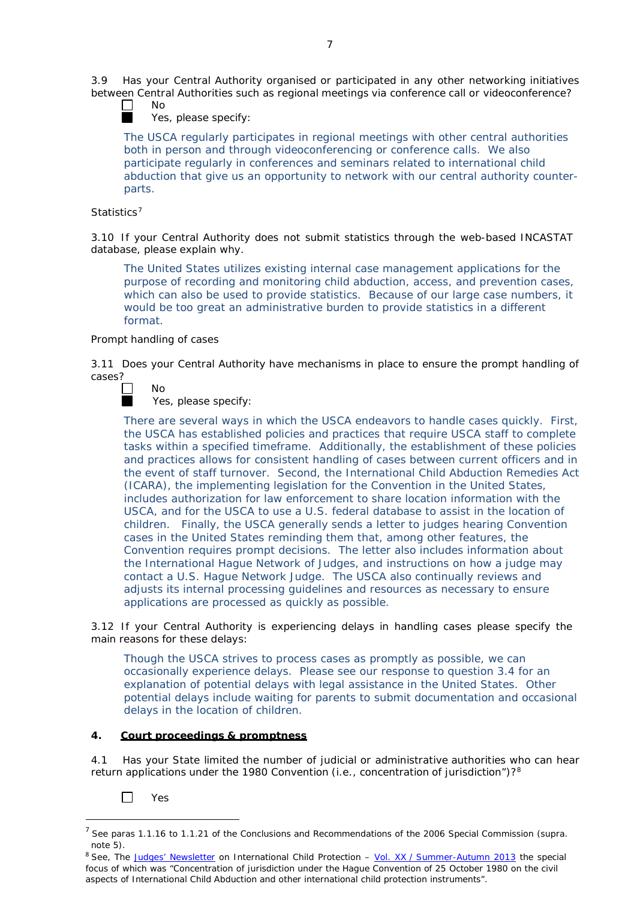3.9 Has your Central Authority organised or participated in any other networking initiatives between Central Authorities such as regional meetings via conference call or videoconference?

☐ No

■ Yes, please specify:

The USCA regularly participates in regional meetings with other central authorities both in person and through videoconferencing or conference calls. We also participate regularly in conferences and seminars related to international child abduction that give us an opportunity to network with our central authority counter-parts.

Statistics[7]

3.10 If your Central Authority does not submit statistics through the web-based INCASTAT database, please explain why.

The United States utilizes existing internal case management applications for the purpose of recording and monitoring child abduction, access, and prevention cases, which can also be used to provide statistics. Because of our large case numbers, it would be too great an administrative burden to provide statistics in a different format.

Prompt handling of cases

3.11 Does your Central Authority have mechanisms in place to ensure the prompt handling of cases?

☐ No

■ Yes, please specify:

There are several ways in which the USCA endeavors to handle cases quickly. First, the USCA has established policies and practices that require USCA staff to complete tasks within a specified timeframe. Additionally, the establishment of these policies and practices allows for consistent handling of cases between current officers and in the event of staff turnover. Second, the International Child Abduction Remedies Act (ICARA), the implementing legislation for the Convention in the United States, includes authorization for law enforcement to share location information with the USCA, and for the USCA to use a U.S. federal database to assist in the location of children. Finally, the USCA generally sends a letter to judges hearing Convention cases in the United States reminding them that, among other features, the Convention requires prompt decisions. The letter also includes information about the International Hague Network of Judges, and instructions on how a judge may contact a U.S. Hague Network Judge. The USCA also continually reviews and adjusts its internal processing guidelines and resources as necessary to ensure applications are processed as quickly as possible.

3.12 If your Central Authority is experiencing delays in handling cases please specify the main reasons for these delays:

Though the USCA strives to process cases as promptly as possible, we can occasionally experience delays. Please see our response to question 3.4 for an explanation of potential delays with legal assistance in the United States. Other potential delays include waiting for parents to submit documentation and occasional delays in the location of children.

## 4. Court proceedings & promptness

4.1 Has your State limited the number of judicial or administrative authorities who can hear return applications under the 1980 Convention (i.e., concentration of jurisdiction")?[8]

☐ Yes

---

[7] See paras 1.1.16 to 1.1.21 of the Conclusions and Recommendations of the 2006 Special Commission (supra. note 5).

[8] See, The Judges' Newsletter on International Child Protection – Vol. XX / Summer-Autumn 2013 the special focus of which was "Concentration of jurisdiction under the Hague Convention of 25 October 1980 on the civil aspects of International Child Abduction and other international child protection instruments".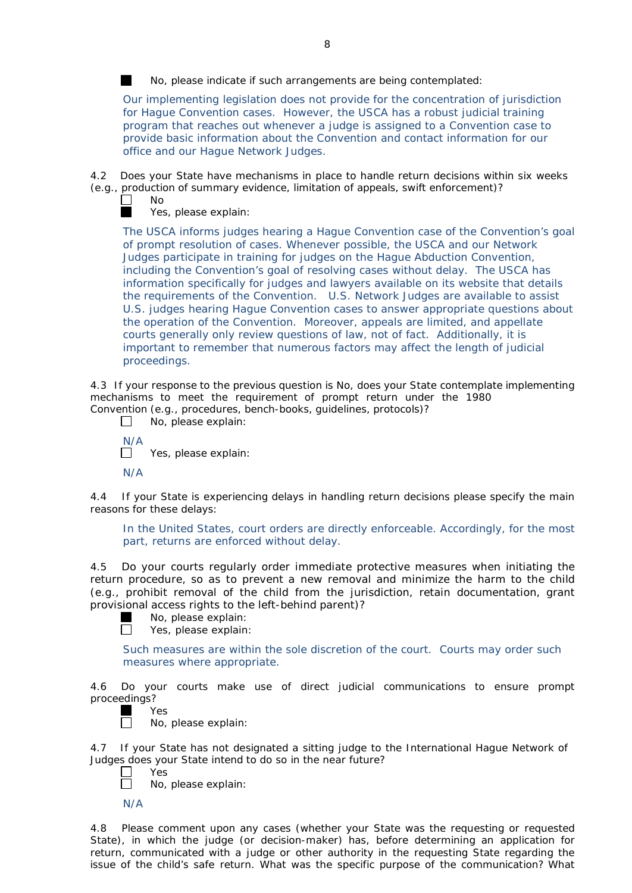■ No, please indicate if such arrangements are being contemplated:

Our implementing legislation does not provide for the concentration of jurisdiction for Hague Convention cases. However, the USCA has a robust judicial training program that reaches out whenever a judge is assigned to a Convention case to provide basic information about the Convention and contact information for our office and our Hague Network Judges.

4.2 Does your State have mechanisms in place to handle return decisions within six weeks (e.g., production of summary evidence, limitation of appeals, swift enforcement)?

☐ No

■ Yes, please explain:

The USCA informs judges hearing a Hague Convention case of the Convention's goal of prompt resolution of cases. Whenever possible, the USCA and our Network Judges participate in training for judges on the Hague Abduction Convention, including the Convention's goal of resolving cases without delay. The USCA has information specifically for judges and lawyers available on its website that details the requirements of the Convention. U.S. Network Judges are available to assist U.S. judges hearing Hague Convention cases to answer appropriate questions about the operation of the Convention. Moreover, appeals are limited, and appellate courts generally only review questions of law, not of fact. Additionally, it is important to remember that numerous factors may affect the length of judicial proceedings.

4.3 If your response to the previous question is No, does your State contemplate implementing mechanisms to meet the requirement of prompt return under the 1980 Convention (e.g., procedures, bench-books, guidelines, protocols)?

☐ No, please explain:

N/A

☐ Yes, please explain:

N/A

4.4 If your State is experiencing delays in handling return decisions please specify the main reasons for these delays:

In the United States, court orders are directly enforceable. Accordingly, for the most part, returns are enforced without delay.

4.5 Do your courts regularly order immediate protective measures when initiating the return procedure, so as to prevent a new removal and minimize the harm to the child (e.g., prohibit removal of the child from the jurisdiction, retain documentation, grant provisional access rights to the left-behind parent)?

■ No, please explain:

☐ Yes, please explain:

Such measures are within the sole discretion of the court. Courts may order such measures where appropriate.

4.6 Do your courts make use of direct judicial communications to ensure prompt proceedings?

■ Yes

☐ No, please explain:

4.7 If your State has not designated a sitting judge to the International Hague Network of Judges does your State intend to do so in the near future?

☐ Yes

☐ No, please explain:

N/A

4.8 Please comment upon any cases (whether your State was the requesting or requested State), in which the judge (or decision-maker) has, before determining an application for return, communicated with a judge or other authority in the requesting State regarding the issue of the child's safe return. What was the specific purpose of the communication? What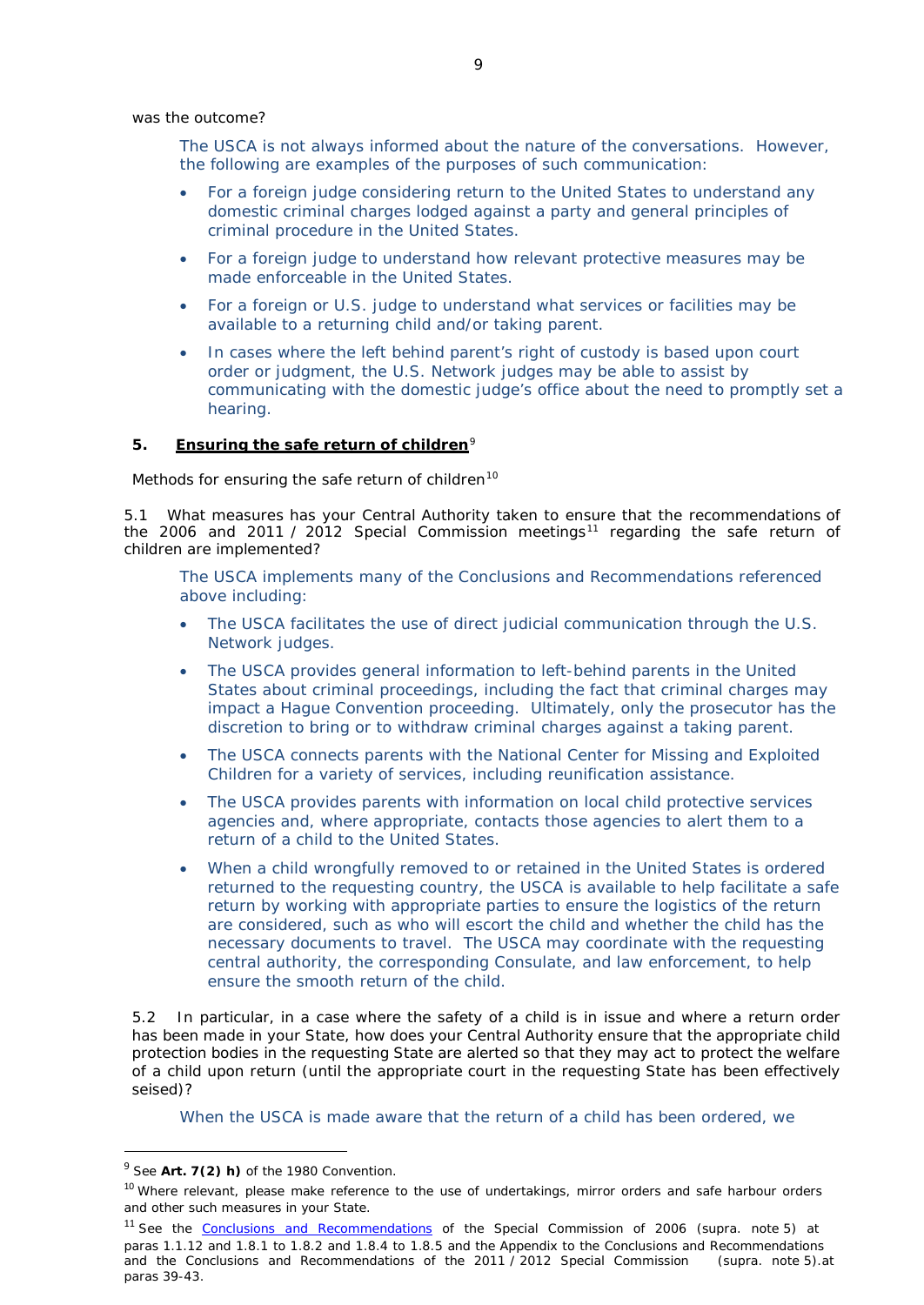was the outcome?

The USCA is not always informed about the nature of the conversations. However, the following are examples of the purposes of such communication:

- For a foreign judge considering return to the United States to understand any domestic criminal charges lodged against a party and general principles of criminal procedure in the United States.
- For a foreign judge to understand how relevant protective measures may be made enforceable in the United States.
- For a foreign or U.S. judge to understand what services or facilities may be available to a returning child and/or taking parent.
- In cases where the left behind parent's right of custody is based upon court order or judgment, the U.S. Network judges may be able to assist by communicating with the domestic judge's office about the need to promptly set a hearing.

## 5. Ensuring the safe return of children[9]

Methods for ensuring the safe return of children[10]

5.1 What measures has your Central Authority taken to ensure that the recommendations of the 2006 and 2011 / 2012 Special Commission meetings[11] regarding the safe return of children are implemented?

The USCA implements many of the Conclusions and Recommendations referenced above including:

- The USCA facilitates the use of direct judicial communication through the U.S. Network judges.
- The USCA provides general information to left-behind parents in the United States about criminal proceedings, including the fact that criminal charges may impact a Hague Convention proceeding. Ultimately, only the prosecutor has the discretion to bring or to withdraw criminal charges against a taking parent.
- The USCA connects parents with the National Center for Missing and Exploited Children for a variety of services, including reunification assistance.
- The USCA provides parents with information on local child protective services agencies and, where appropriate, contacts those agencies to alert them to a return of a child to the United States.
- When a child wrongfully removed to or retained in the United States is ordered returned to the requesting country, the USCA is available to help facilitate a safe return by working with appropriate parties to ensure the logistics of the return are considered, such as who will escort the child and whether the child has the necessary documents to travel. The USCA may coordinate with the requesting central authority, the corresponding Consulate, and law enforcement, to help ensure the smooth return of the child.

5.2 In particular, in a case where the safety of a child is in issue and where a return order has been made in your State, how does your Central Authority ensure that the appropriate child protection bodies in the requesting State are alerted so that they may act to protect the welfare of a child upon return (until the appropriate court in the requesting State has been effectively seised)?

When the USCA is made aware that the return of a child has been ordered, we

---

[9] See **Art. 7(2) h)** of the 1980 Convention.

[10] Where relevant, please make reference to the use of undertakings, mirror orders and safe harbour orders and other such measures in your State.

[11] See the Conclusions and Recommendations of the Special Commission of 2006 (supra. note 5) at paras 1.1.12 and 1.8.1 to 1.8.2 and 1.8.4 to 1.8.5 and the Appendix to the Conclusions and Recommendations and the Conclusions and Recommendations of the 2011 / 2012 Special Commission (supra. note 5).at paras 39-43.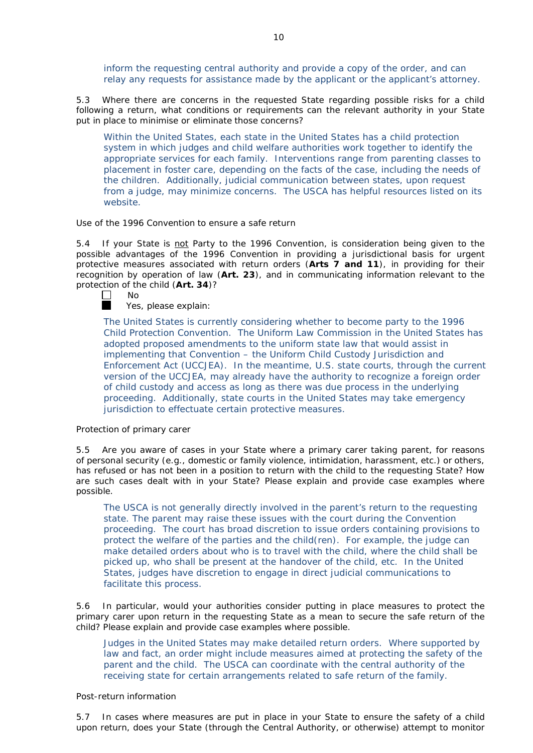inform the requesting central authority and provide a copy of the order, and can relay any requests for assistance made by the applicant or the applicant's attorney.

5.3 Where there are concerns in the requested State regarding possible risks for a child following a return, what conditions or requirements can the relevant authority in your State put in place to minimise or eliminate those concerns?

> Within the United States, each state in the United States has a child protection system in which judges and child welfare authorities work together to identify the appropriate services for each family. Interventions range from parenting classes to placement in foster care, depending on the facts of the case, including the needs of the children. Additionally, judicial communication between states, upon request from a judge, may minimize concerns. The USCA has helpful resources listed on its website.

Use of the 1996 Convention to ensure a safe return

5.4 If your State is not Party to the 1996 Convention, is consideration being given to the possible advantages of the 1996 Convention in providing a jurisdictional basis for urgent protective measures associated with return orders (**Arts 7 and 11**), in providing for their recognition by operation of law (**Art. 23**), and in communicating information relevant to the protection of the child (**Art. 34**)?

- [ ] No
- [x] Yes, please explain:

> The United States is currently considering whether to become party to the 1996 Child Protection Convention. The Uniform Law Commission in the United States has adopted proposed amendments to the uniform state law that would assist in implementing that Convention – the Uniform Child Custody Jurisdiction and Enforcement Act (UCCJEA). In the meantime, U.S. state courts, through the current version of the UCCJEA, may already have the authority to recognize a foreign order of child custody and access as long as there was due process in the underlying proceeding. Additionally, state courts in the United States may take emergency jurisdiction to effectuate certain protective measures.

Protection of primary carer

5.5 Are you aware of cases in your State where a primary carer taking parent, for reasons of personal security (e.g., domestic or family violence, intimidation, harassment, etc.) or others, has refused or has not been in a position to return with the child to the requesting State? How are such cases dealt with in your State? Please explain and provide case examples where possible.

> The USCA is not generally directly involved in the parent's return to the requesting state. The parent may raise these issues with the court during the Convention proceeding. The court has broad discretion to issue orders containing provisions to protect the welfare of the parties and the child(ren). For example, the judge can make detailed orders about who is to travel with the child, where the child shall be picked up, who shall be present at the handover of the child, etc. In the United States, judges have discretion to engage in direct judicial communications to facilitate this process.

5.6 In particular, would your authorities consider putting in place measures to protect the primary carer upon return in the requesting State as a mean to secure the safe return of the child? Please explain and provide case examples where possible.

> Judges in the United States may make detailed return orders. Where supported by law and fact, an order might include measures aimed at protecting the safety of the parent and the child. The USCA can coordinate with the central authority of the receiving state for certain arrangements related to safe return of the family.

Post-return information

5.7 In cases where measures are put in place in your State to ensure the safety of a child upon return, does your State (through the Central Authority, or otherwise) attempt to monitor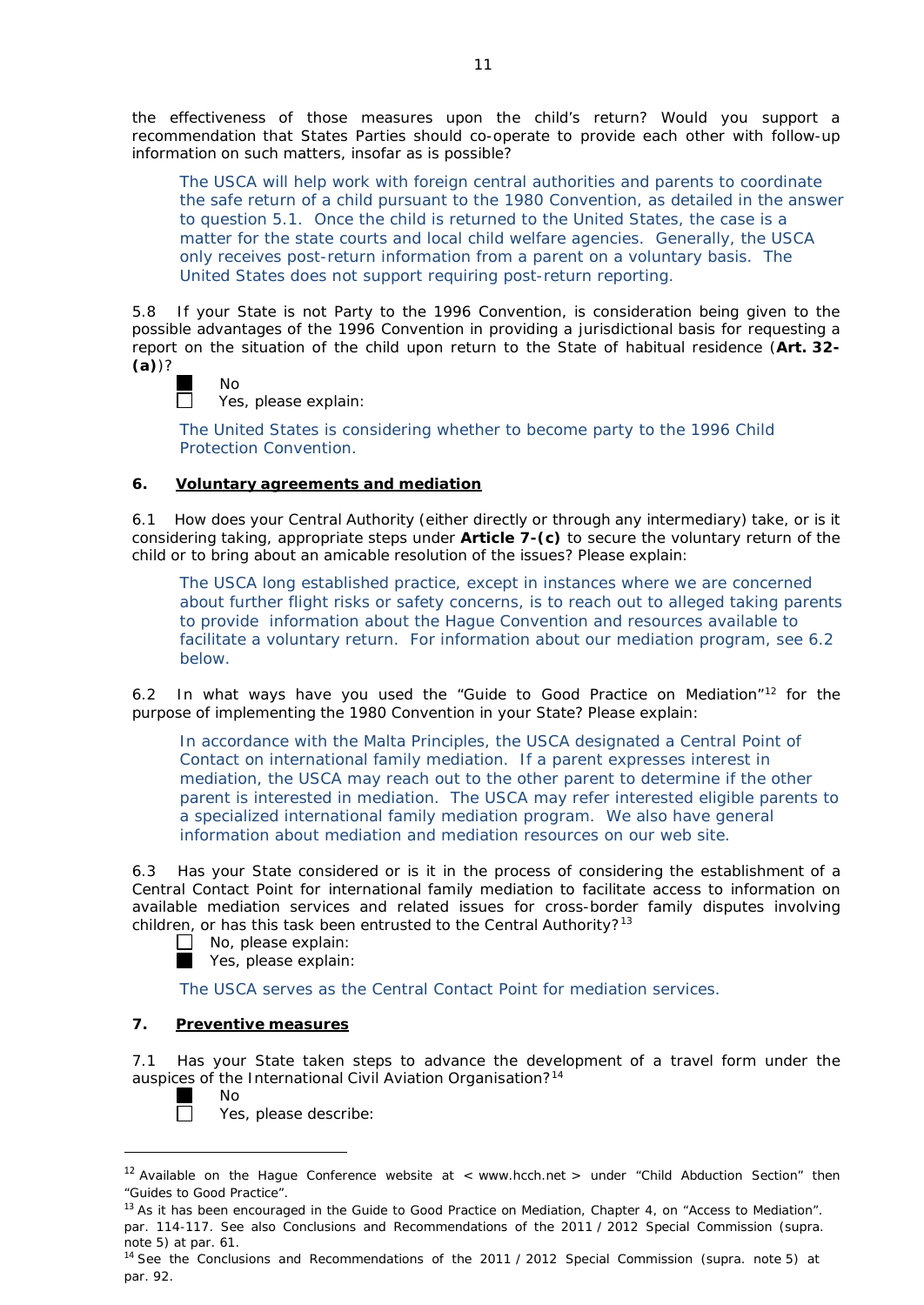the effectiveness of those measures upon the child's return? Would you support a recommendation that States Parties should co-operate to provide each other with follow-up information on such matters, insofar as is possible?

> The USCA will help work with foreign central authorities and parents to coordinate the safe return of a child pursuant to the 1980 Convention, as detailed in the answer to question 5.1. Once the child is returned to the United States, the case is a matter for the state courts and local child welfare agencies. Generally, the USCA only receives post-return information from a parent on a voluntary basis. The United States does not support requiring post-return reporting.

5.8 If your State is not Party to the 1996 Convention, is consideration being given to the possible advantages of the 1996 Convention in providing a jurisdictional basis for requesting a report on the situation of the child upon return to the State of habitual residence (**Art. 32-(a)**)?

- ■ No
- ☐ Yes, please explain:

> The United States is considering whether to become party to the 1996 Child Protection Convention.

## 6. Voluntary agreements and mediation

6.1 How does your Central Authority (either directly or through any intermediary) take, or is it considering taking, appropriate steps under **Article 7-(c)** to secure the voluntary return of the child or to bring about an amicable resolution of the issues? Please explain:

> The USCA long established practice, except in instances where we are concerned about further flight risks or safety concerns, is to reach out to alleged taking parents to provide information about the Hague Convention and resources available to facilitate a voluntary return. For information about our mediation program, see 6.2 below.

6.2 In what ways have you used the "Guide to Good Practice on Mediation"[12] for the purpose of implementing the 1980 Convention in your State? Please explain:

> In accordance with the Malta Principles, the USCA designated a Central Point of Contact on international family mediation. If a parent expresses interest in mediation, the USCA may reach out to the other parent to determine if the other parent is interested in mediation. The USCA may refer interested eligible parents to a specialized international family mediation program. We also have general information about mediation and mediation resources on our web site.

6.3 Has your State considered or is it in the process of considering the establishment of a Central Contact Point for international family mediation to facilitate access to information on available mediation services and related issues for cross-border family disputes involving children, or has this task been entrusted to the Central Authority?[13]

- ☐ No, please explain:
- ■ Yes, please explain:

> The USCA serves as the Central Contact Point for mediation services.

## 7. Preventive measures

7.1 Has your State taken steps to advance the development of a travel form under the auspices of the International Civil Aviation Organisation?[14]

- ■ No
- ☐ Yes, please describe:

---

[12] Available on the Hague Conference website at < www.hcch.net > under "Child Abduction Section" then "Guides to Good Practice".

[13] As it has been encouraged in the Guide to Good Practice on Mediation, Chapter 4, on "Access to Mediation". par. 114-117. See also Conclusions and Recommendations of the 2011 / 2012 Special Commission (supra. note 5) at par. 61.

[14] See the Conclusions and Recommendations of the 2011 / 2012 Special Commission (supra. note 5) at par. 92.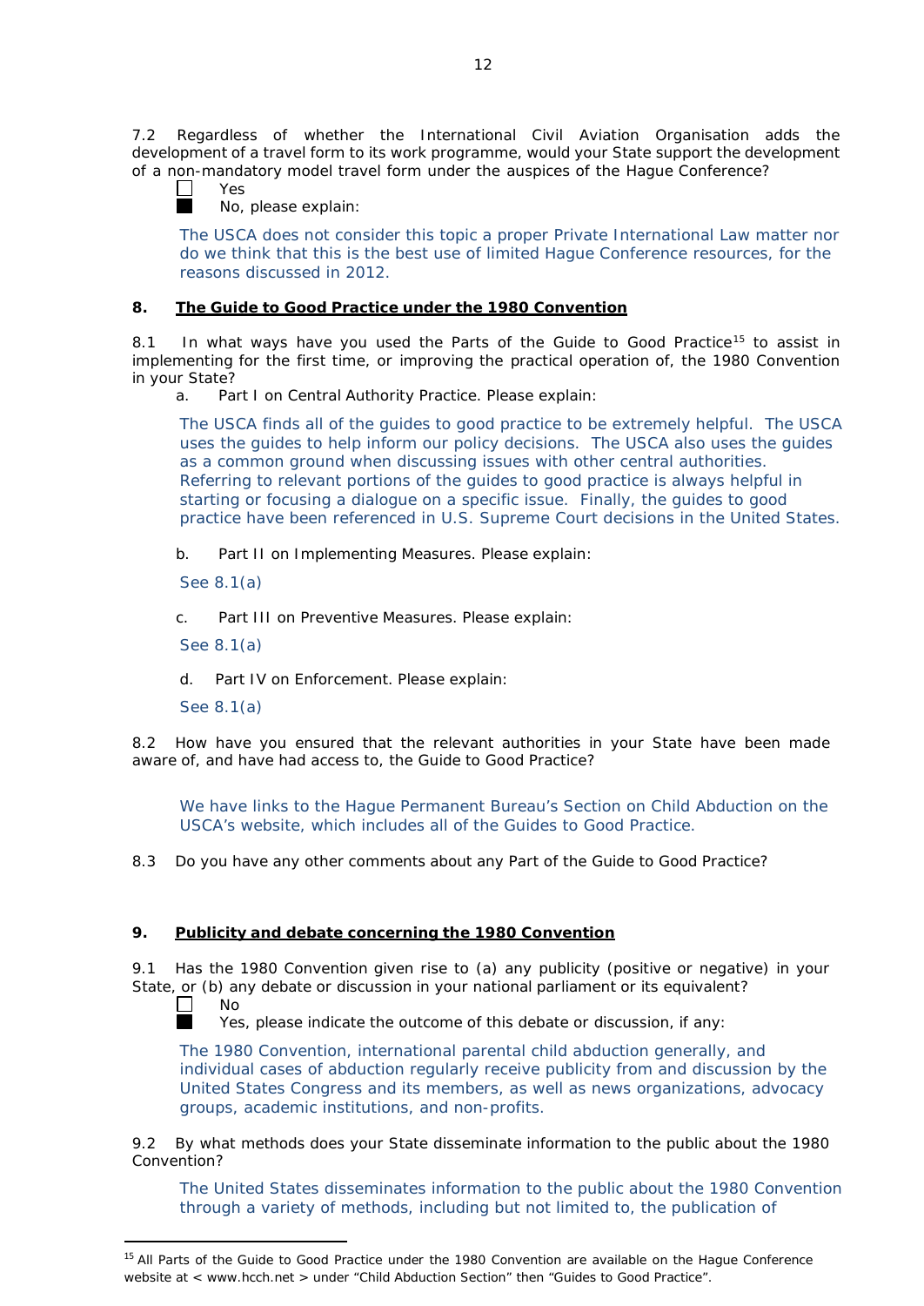7.2 Regardless of whether the International Civil Aviation Organisation adds the development of a travel form to its work programme, would your State support the development of a non-mandatory model travel form under the auspices of the Hague Conference?

☐ Yes
■ No, please explain:

The USCA does not consider this topic a proper Private International Law matter nor do we think that this is the best use of limited Hague Conference resources, for the reasons discussed in 2012.

## 8. The Guide to Good Practice under the 1980 Convention

8.1 In what ways have you used the Parts of the Guide to Good Practice[15] to assist in implementing for the first time, or improving the practical operation of, the 1980 Convention in your State?

a. Part I on Central Authority Practice. Please explain:

The USCA finds all of the guides to good practice to be extremely helpful. The USCA uses the guides to help inform our policy decisions. The USCA also uses the guides as a common ground when discussing issues with other central authorities. Referring to relevant portions of the guides to good practice is always helpful in starting or focusing a dialogue on a specific issue. Finally, the guides to good practice have been referenced in U.S. Supreme Court decisions in the United States.

b. Part II on Implementing Measures. Please explain:

See 8.1(a)

c. Part III on Preventive Measures. Please explain:

See 8.1(a)

d. Part IV on Enforcement. Please explain:

See 8.1(a)

8.2 How have you ensured that the relevant authorities in your State have been made aware of, and have had access to, the Guide to Good Practice?

We have links to the Hague Permanent Bureau's Section on Child Abduction on the USCA's website, which includes all of the Guides to Good Practice.

8.3 Do you have any other comments about any Part of the Guide to Good Practice?

## 9. Publicity and debate concerning the 1980 Convention

9.1 Has the 1980 Convention given rise to (a) any publicity (positive or negative) in your State, or (b) any debate or discussion in your national parliament or its equivalent?

☐ No
■ Yes, please indicate the outcome of this debate or discussion, if any:

The 1980 Convention, international parental child abduction generally, and individual cases of abduction regularly receive publicity from and discussion by the United States Congress and its members, as well as news organizations, advocacy groups, academic institutions, and non-profits.

9.2 By what methods does your State disseminate information to the public about the 1980 Convention?

The United States disseminates information to the public about the 1980 Convention through a variety of methods, including but not limited to, the publication of

---

[15] All Parts of the Guide to Good Practice under the 1980 Convention are available on the Hague Conference website at < www.hcch.net > under "Child Abduction Section" then "Guides to Good Practice".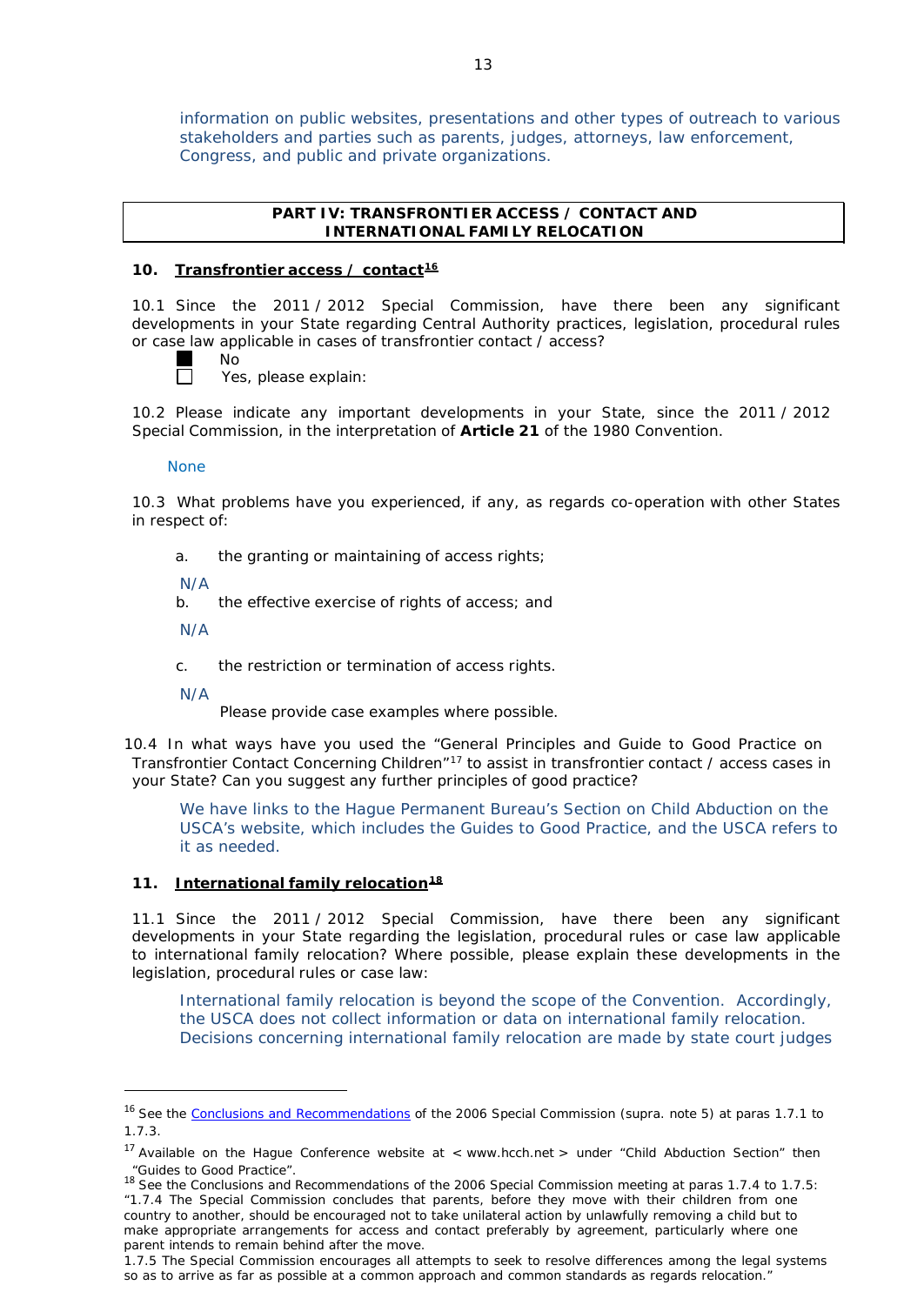information on public websites, presentations and other types of outreach to various stakeholders and parties such as parents, judges, attorneys, law enforcement, Congress, and public and private organizations.

## PART IV: TRANSFRONTIER ACCESS / CONTACT AND INTERNATIONAL FAMILY RELOCATION

### 10. Transfrontier access / contact[16]

10.1 Since the 2011 / 2012 Special Commission, have there been any significant developments in your State regarding Central Authority practices, legislation, procedural rules or case law applicable in cases of transfrontier contact / access?

- [x] No
- [ ] Yes, please explain:

10.2 Please indicate any important developments in your State, since the 2011 / 2012 Special Commission, in the interpretation of **Article 21** of the 1980 Convention.

None

10.3 What problems have you experienced, if any, as regards co-operation with other States in respect of:

a. the granting or maintaining of access rights;

N/A

b. the effective exercise of rights of access; and

N/A

c. the restriction or termination of access rights.

N/A

Please provide case examples where possible.

10.4 In what ways have you used the "General Principles and Guide to Good Practice on Transfrontier Contact Concerning Children"[17] to assist in transfrontier contact / access cases in your State? Can you suggest any further principles of good practice?

We have links to the Hague Permanent Bureau's Section on Child Abduction on the USCA's website, which includes the Guides to Good Practice, and the USCA refers to it as needed.

### 11. International family relocation[18]

11.1 Since the 2011 / 2012 Special Commission, have there been any significant developments in your State regarding the legislation, procedural rules or case law applicable to international family relocation? Where possible, please explain these developments in the legislation, procedural rules or case law:

International family relocation is beyond the scope of the Convention. Accordingly, the USCA does not collect information or data on international family relocation. Decisions concerning international family relocation are made by state court judges

---

[16] See the Conclusions and Recommendations of the 2006 Special Commission (supra. note 5) at paras 1.7.1 to 1.7.3.

[17] Available on the Hague Conference website at < www.hcch.net > under "Child Abduction Section" then "Guides to Good Practice".

[18] See the Conclusions and Recommendations of the 2006 Special Commission meeting at paras 1.7.4 to 1.7.5: "1.7.4 The Special Commission concludes that parents, before they move with their children from one country to another, should be encouraged not to take unilateral action by unlawfully removing a child but to make appropriate arrangements for access and contact preferably by agreement, particularly where one parent intends to remain behind after the move.
1.7.5 The Special Commission encourages all attempts to seek to resolve differences among the legal systems so as to arrive as far as possible at a common approach and common standards as regards relocation."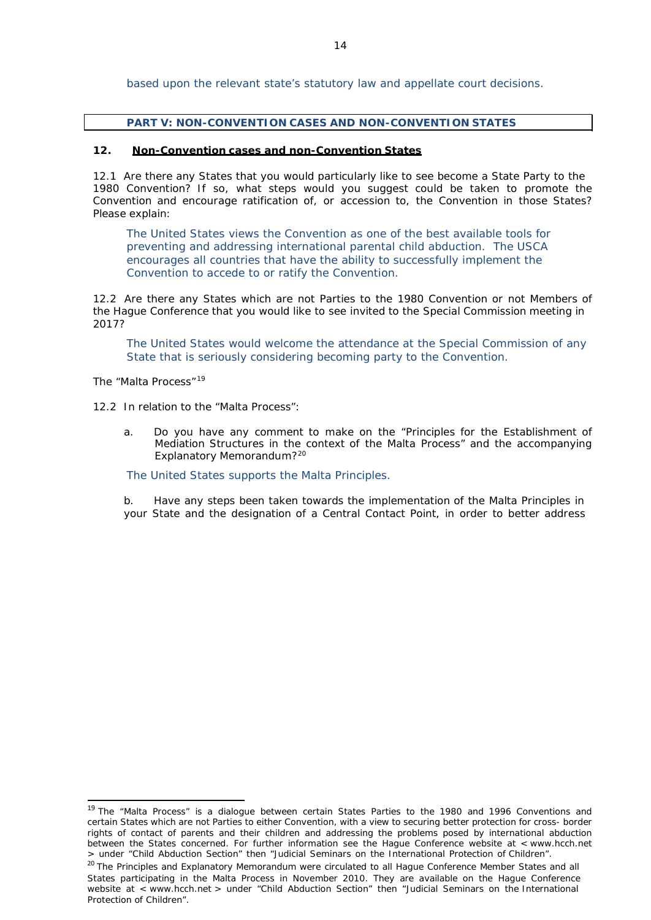based upon the relevant state's statutory law and appellate court decisions.

## PART V: NON-CONVENTION CASES AND NON-CONVENTION STATES

### 12. Non-Convention cases and non-Convention States

12.1 Are there any States that you would particularly like to see become a State Party to the 1980 Convention? If so, what steps would you suggest could be taken to promote the Convention and encourage ratification of, or accession to, the Convention in those States? Please explain:

The United States views the Convention as one of the best available tools for preventing and addressing international parental child abduction. The USCA encourages all countries that have the ability to successfully implement the Convention to accede to or ratify the Convention.

12.2 Are there any States which are not Parties to the 1980 Convention or not Members of the Hague Conference that you would like to see invited to the Special Commission meeting in 2017?

The United States would welcome the attendance at the Special Commission of any State that is seriously considering becoming party to the Convention.

The "Malta Process"[19]

12.2 In relation to the "Malta Process":

a. Do you have any comment to make on the "Principles for the Establishment of Mediation Structures in the context of the Malta Process" and the accompanying Explanatory Memorandum?[20]

The United States supports the Malta Principles.

b. Have any steps been taken towards the implementation of the Malta Principles in your State and the designation of a Central Contact Point, in order to better address

---

[19] The "Malta Process" is a dialogue between certain States Parties to the 1980 and 1996 Conventions and certain States which are not Parties to either Convention, with a view to securing better protection for cross- border rights of contact of parents and their children and addressing the problems posed by international abduction between the States concerned. For further information see the Hague Conference website at < www.hcch.net > under "Child Abduction Section" then "Judicial Seminars on the International Protection of Children".

[20] The Principles and Explanatory Memorandum were circulated to all Hague Conference Member States and all States participating in the Malta Process in November 2010. They are available on the Hague Conference website at < www.hcch.net > under "Child Abduction Section" then "Judicial Seminars on the International Protection of Children".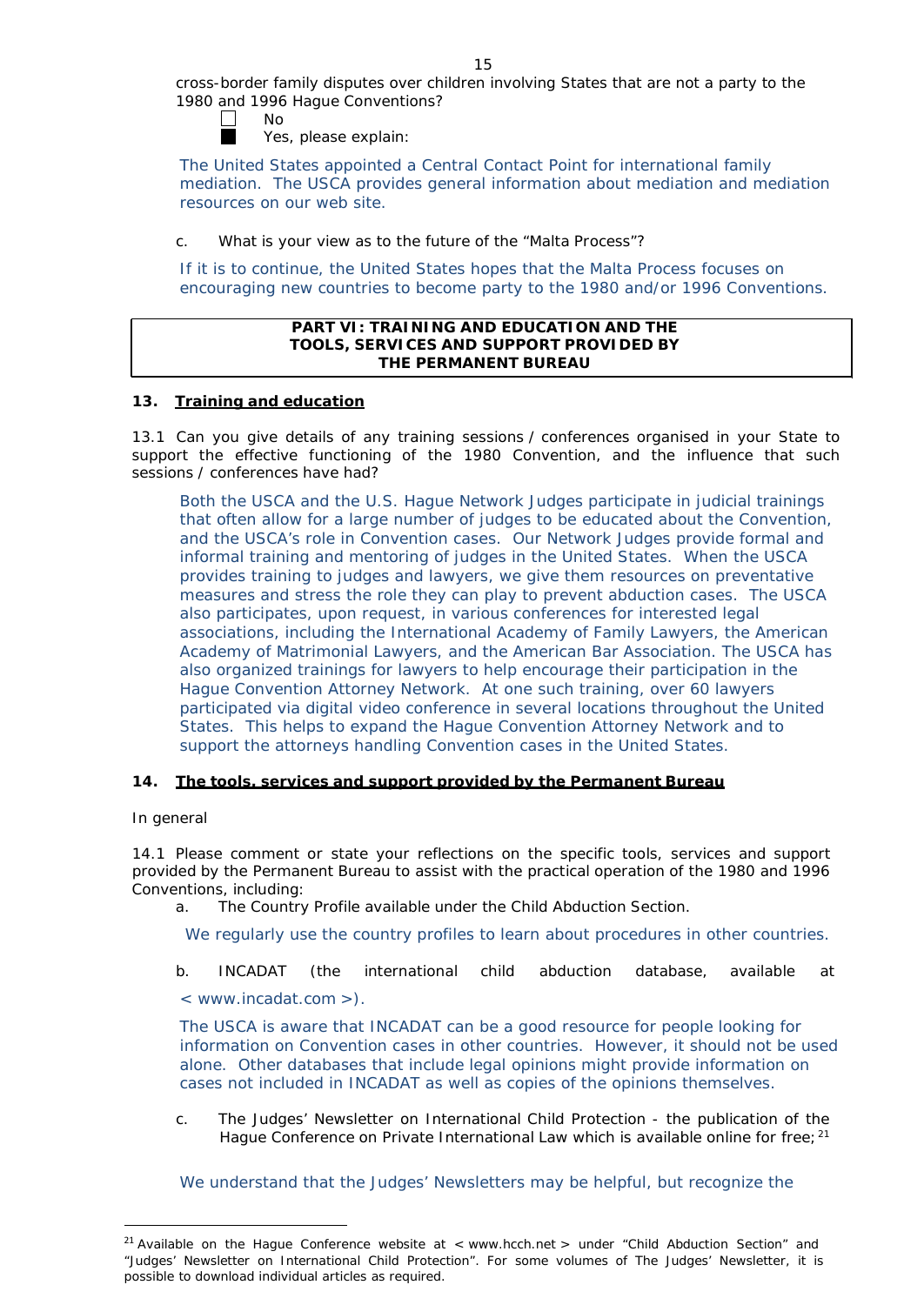cross-border family disputes over children involving States that are not a party to the 1980 and 1996 Hague Conventions?

☐ No
■ Yes, please explain:

The United States appointed a Central Contact Point for international family mediation. The USCA provides general information about mediation and mediation resources on our web site.

c. What is your view as to the future of the "Malta Process"?

If it is to continue, the United States hopes that the Malta Process focuses on encouraging new countries to become party to the 1980 and/or 1996 Conventions.

## PART VI: TRAINING AND EDUCATION AND THE TOOLS, SERVICES AND SUPPORT PROVIDED BY THE PERMANENT BUREAU

### 13. Training and education

13.1 Can you give details of any training sessions / conferences organised in your State to support the effective functioning of the 1980 Convention, and the influence that such sessions / conferences have had?

Both the USCA and the U.S. Hague Network Judges participate in judicial trainings that often allow for a large number of judges to be educated about the Convention, and the USCA's role in Convention cases. Our Network Judges provide formal and informal training and mentoring of judges in the United States. When the USCA provides training to judges and lawyers, we give them resources on preventative measures and stress the role they can play to prevent abduction cases. The USCA also participates, upon request, in various conferences for interested legal associations, including the International Academy of Family Lawyers, the American Academy of Matrimonial Lawyers, and the American Bar Association. The USCA has also organized trainings for lawyers to help encourage their participation in the Hague Convention Attorney Network. At one such training, over 60 lawyers participated via digital video conference in several locations throughout the United States. This helps to expand the Hague Convention Attorney Network and to support the attorneys handling Convention cases in the United States.

### 14. The tools, services and support provided by the Permanent Bureau

In general

14.1 Please comment or state your reflections on the specific tools, services and support provided by the Permanent Bureau to assist with the practical operation of the 1980 and 1996 Conventions, including:

a. The Country Profile available under the Child Abduction Section.

We regularly use the country profiles to learn about procedures in other countries.

b. INCADAT (the international child abduction database, available at < www.incadat.com >).

The USCA is aware that INCADAT can be a good resource for people looking for information on Convention cases in other countries. However, it should not be used alone. Other databases that include legal opinions might provide information on cases not included in INCADAT as well as copies of the opinions themselves.

c. The Judges' Newsletter on International Child Protection - the publication of the Hague Conference on Private International Law which is available online for free; [21]

We understand that the Judges' Newsletters may be helpful, but recognize the

---

[21] Available on the Hague Conference website at < www.hcch.net > under "Child Abduction Section" and "Judges' Newsletter on International Child Protection". For some volumes of The Judges' Newsletter, it is possible to download individual articles as required.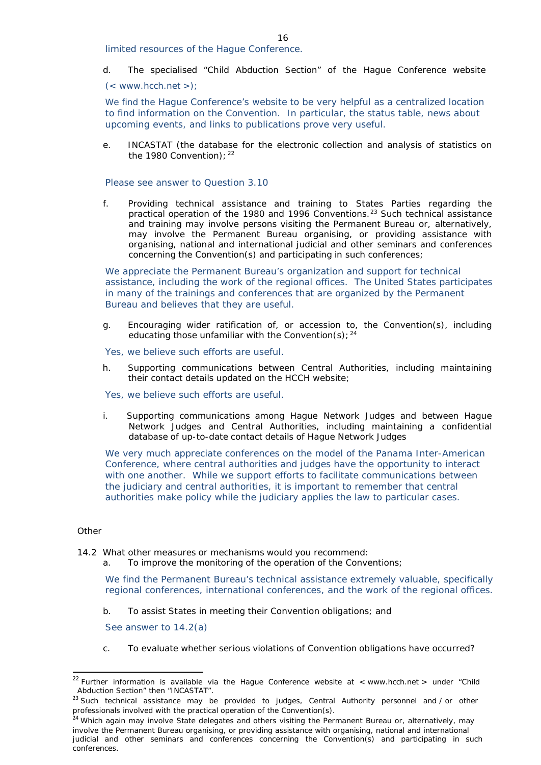limited resources of the Hague Conference.

d. The specialised "Child Abduction Section" of the Hague Conference website (< www.hcch.net >);

We find the Hague Conference's website to be very helpful as a centralized location to find information on the Convention. In particular, the status table, news about upcoming events, and links to publications prove very useful.

e. INCASTAT (the database for the electronic collection and analysis of statistics on the 1980 Convention); [22]

Please see answer to Question 3.10

f. Providing technical assistance and training to States Parties regarding the practical operation of the 1980 and 1996 Conventions. [23] Such technical assistance and training may involve persons visiting the Permanent Bureau or, alternatively, may involve the Permanent Bureau organising, or providing assistance with organising, national and international judicial and other seminars and conferences concerning the Convention(s) and participating in such conferences;

We appreciate the Permanent Bureau's organization and support for technical assistance, including the work of the regional offices. The United States participates in many of the trainings and conferences that are organized by the Permanent Bureau and believes that they are useful.

g. Encouraging wider ratification of, or accession to, the Convention(s), including educating those unfamiliar with the Convention(s); [24]

Yes, we believe such efforts are useful.

h. Supporting communications between Central Authorities, including maintaining their contact details updated on the HCCH website;

Yes, we believe such efforts are useful.

i. Supporting communications among Hague Network Judges and between Hague Network Judges and Central Authorities, including maintaining a confidential database of up-to-date contact details of Hague Network Judges

We very much appreciate conferences on the model of the Panama Inter-American Conference, where central authorities and judges have the opportunity to interact with one another. While we support efforts to facilitate communications between the judiciary and central authorities, it is important to remember that central authorities make policy while the judiciary applies the law to particular cases.

## Other

14.2 What other measures or mechanisms would you recommend:

a. To improve the monitoring of the operation of the Conventions;

We find the Permanent Bureau's technical assistance extremely valuable, specifically regional conferences, international conferences, and the work of the regional offices.

b. To assist States in meeting their Convention obligations; and

See answer to 14.2(a)

c. To evaluate whether serious violations of Convention obligations have occurred?

---

[22] Further information is available via the Hague Conference website at < www.hcch.net > under "Child Abduction Section" then "INCASTAT".

[23] Such technical assistance may be provided to judges, Central Authority personnel and / or other professionals involved with the practical operation of the Convention(s).

[24] Which again may involve State delegates and others visiting the Permanent Bureau or, alternatively, may involve the Permanent Bureau organising, or providing assistance with organising, national and international judicial and other seminars and conferences concerning the Convention(s) and participating in such conferences.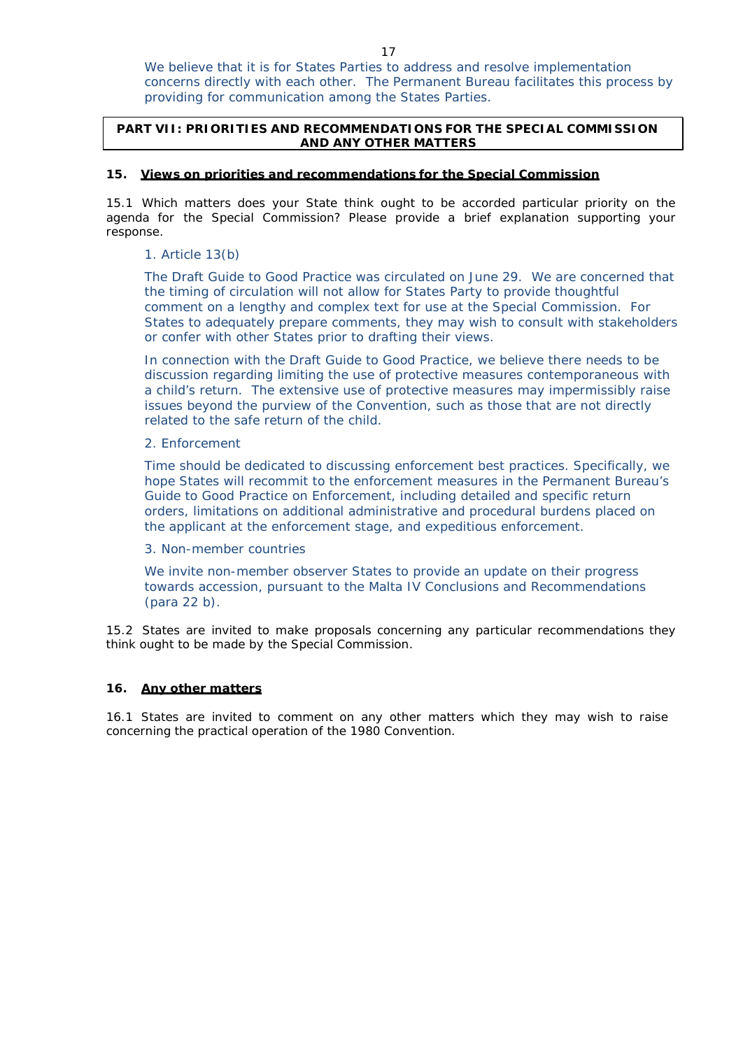We believe that it is for States Parties to address and resolve implementation concerns directly with each other. The Permanent Bureau facilitates this process by providing for communication among the States Parties.

## PART VII: PRIORITIES AND RECOMMENDATIONS FOR THE SPECIAL COMMISSION AND ANY OTHER MATTERS

### 15. Views on priorities and recommendations for the Special Commission

15.1 Which matters does your State think ought to be accorded particular priority on the agenda for the Special Commission? Please provide a brief explanation supporting your response.

1. Article 13(b)

The Draft Guide to Good Practice was circulated on June 29. We are concerned that the timing of circulation will not allow for States Party to provide thoughtful comment on a lengthy and complex text for use at the Special Commission. For States to adequately prepare comments, they may wish to consult with stakeholders or confer with other States prior to drafting their views.

In connection with the Draft Guide to Good Practice, we believe there needs to be discussion regarding limiting the use of protective measures contemporaneous with a child's return. The extensive use of protective measures may impermissibly raise issues beyond the purview of the Convention, such as those that are not directly related to the safe return of the child.

2. Enforcement

Time should be dedicated to discussing enforcement best practices. Specifically, we hope States will recommit to the enforcement measures in the Permanent Bureau's Guide to Good Practice on Enforcement, including detailed and specific return orders, limitations on additional administrative and procedural burdens placed on the applicant at the enforcement stage, and expeditious enforcement.

3. Non-member countries

We invite non-member observer States to provide an update on their progress towards accession, pursuant to the Malta IV Conclusions and Recommendations (para 22 b).

15.2 States are invited to make proposals concerning any particular recommendations they think ought to be made by the Special Commission.

### 16. Any other matters

16.1 States are invited to comment on any other matters which they may wish to raise concerning the practical operation of the 1980 Convention.